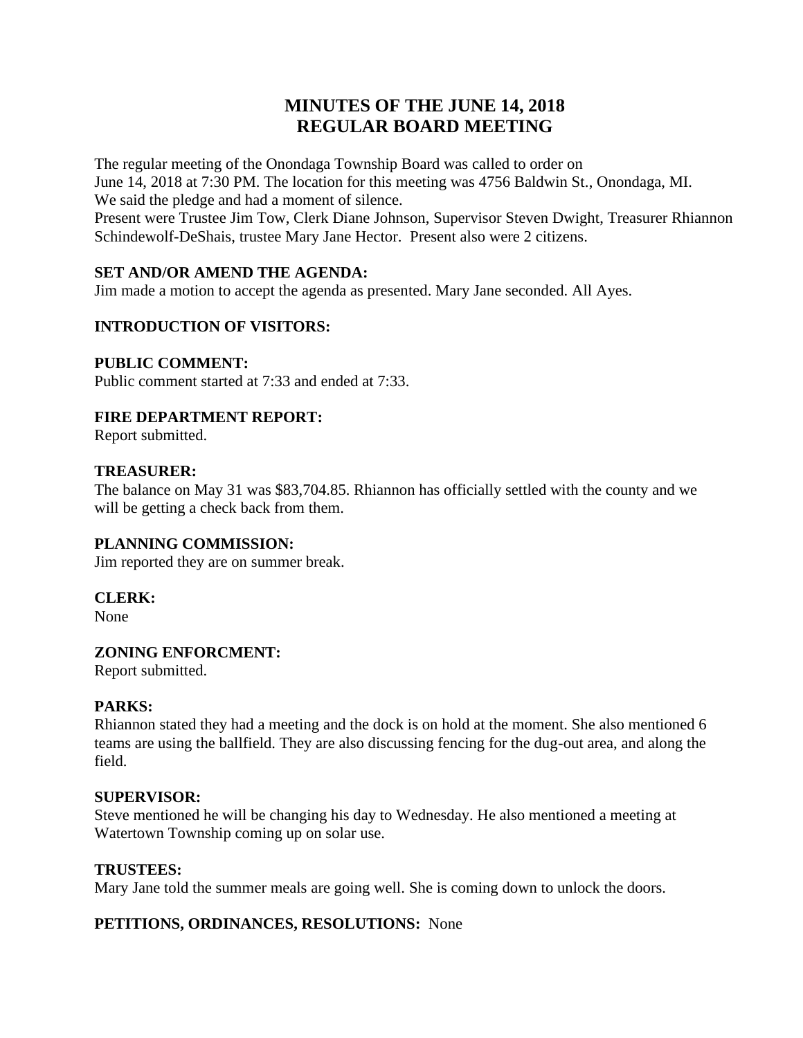# MINUTES OF THE JUNE 14, 2018
# REGULAR BOARD MEETING

The regular meeting of the Onondaga Township Board was called to order on June 14, 2018 at 7:30 PM. The location for this meeting was 4756 Baldwin St., Onondaga, MI. We said the pledge and had a moment of silence.
Present were Trustee Jim Tow, Clerk Diane Johnson, Supervisor Steven Dwight, Treasurer Rhiannon Schindewolf-DeShais, trustee Mary Jane Hector. Present also were 2 citizens.

**SET AND/OR AMEND THE AGENDA:**
Jim made a motion to accept the agenda as presented. Mary Jane seconded. All Ayes.

**INTRODUCTION OF VISITORS:**

**PUBLIC COMMENT:**
Public comment started at 7:33 and ended at 7:33.

**FIRE DEPARTMENT REPORT:**
Report submitted.

**TREASURER:**
The balance on May 31 was $83,704.85. Rhiannon has officially settled with the county and we will be getting a check back from them.

**PLANNING COMMISSION:**
Jim reported they are on summer break.

**CLERK:**
None

**ZONING ENFORCMENT:**
Report submitted.

**PARKS:**
Rhiannon stated they had a meeting and the dock is on hold at the moment. She also mentioned 6 teams are using the ballfield. They are also discussing fencing for the dug-out area, and along the field.

**SUPERVISOR:**
Steve mentioned he will be changing his day to Wednesday. He also mentioned a meeting at Watertown Township coming up on solar use.

**TRUSTEES:**
Mary Jane told the summer meals are going well. She is coming down to unlock the doors.

**PETITIONS, ORDINANCES, RESOLUTIONS:** None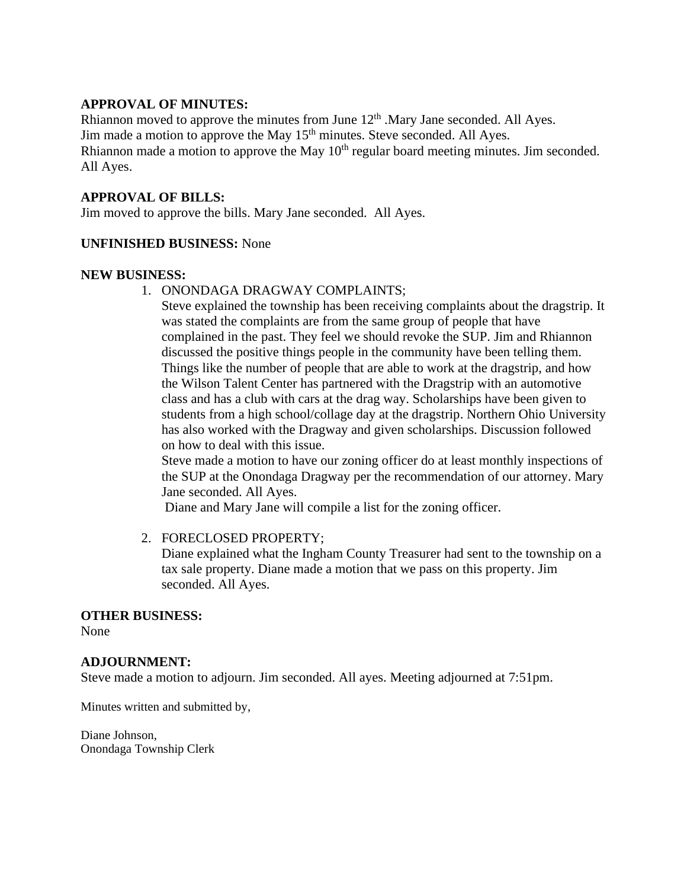**APPROVAL OF MINUTES:**

Rhiannon moved to approve the minutes from June 12th .Mary Jane seconded. All Ayes.
Jim made a motion to approve the May 15th minutes. Steve seconded. All Ayes.
Rhiannon made a motion to approve the May 10th regular board meeting minutes. Jim seconded. All Ayes.

**APPROVAL OF BILLS:**

Jim moved to approve the bills. Mary Jane seconded. All Ayes.

**UNFINISHED BUSINESS:** None

**NEW BUSINESS:**

1. ONONDAGA DRAGWAY COMPLAINTS;
   Steve explained the township has been receiving complaints about the dragstrip. It was stated the complaints are from the same group of people that have complained in the past. They feel we should revoke the SUP. Jim and Rhiannon discussed the positive things people in the community have been telling them. Things like the number of people that are able to work at the dragstrip, and how the Wilson Talent Center has partnered with the Dragstrip with an automotive class and has a club with cars at the drag way. Scholarships have been given to students from a high school/collage day at the dragstrip. Northern Ohio University has also worked with the Dragway and given scholarships. Discussion followed on how to deal with this issue.
   Steve made a motion to have our zoning officer do at least monthly inspections of the SUP at the Onondaga Dragway per the recommendation of our attorney. Mary Jane seconded. All Ayes.
   Diane and Mary Jane will compile a list for the zoning officer.

2. FORECLOSED PROPERTY;
   Diane explained what the Ingham County Treasurer had sent to the township on a tax sale property. Diane made a motion that we pass on this property. Jim seconded. All Ayes.

**OTHER BUSINESS:**

None

**ADJOURNMENT:**

Steve made a motion to adjourn. Jim seconded. All ayes. Meeting adjourned at 7:51pm.

Minutes written and submitted by,

Diane Johnson,
Onondaga Township Clerk